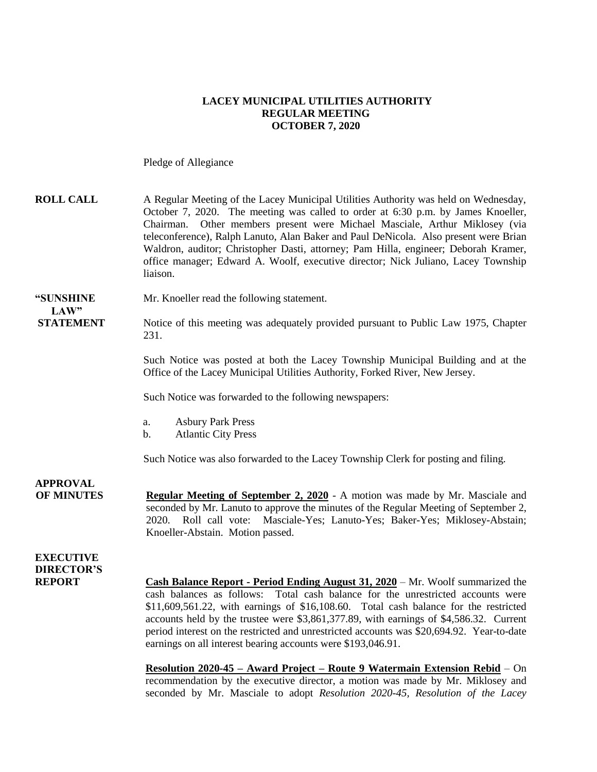# LACEY MUNICIPAL UTILITIES AUTHORITY
## REGULAR MEETING
## OCTOBER 7, 2020

Pledge of Allegiance

**ROLL CALL** A Regular Meeting of the Lacey Municipal Utilities Authority was held on Wednesday, October 7, 2020. The meeting was called to order at 6:30 p.m. by James Knoeller, Chairman. Other members present were Michael Masciale, Arthur Miklosey (via teleconference), Ralph Lanuto, Alan Baker and Paul DeNicola. Also present were Brian Waldron, auditor; Christopher Dasti, attorney; Pam Hilla, engineer; Deborah Kramer, office manager; Edward A. Woolf, executive director; Nick Juliano, Lacey Township liaison.

**"SUNSHINE LAW" STATEMENT** Mr. Knoeller read the following statement.

Notice of this meeting was adequately provided pursuant to Public Law 1975, Chapter 231.

Such Notice was posted at both the Lacey Township Municipal Building and at the Office of the Lacey Municipal Utilities Authority, Forked River, New Jersey.

Such Notice was forwarded to the following newspapers:

a. Asbury Park Press
b. Atlantic City Press

Such Notice was also forwarded to the Lacey Township Clerk for posting and filing.

**APPROVAL OF MINUTES** **Regular Meeting of September 2, 2020** - A motion was made by Mr. Masciale and seconded by Mr. Lanuto to approve the minutes of the Regular Meeting of September 2, 2020. Roll call vote: Masciale-Yes; Lanuto-Yes; Baker-Yes; Miklosey-Abstain; Knoeller-Abstain. Motion passed.

**EXECUTIVE DIRECTOR'S REPORT** **Cash Balance Report - Period Ending August 31, 2020** – Mr. Woolf summarized the cash balances as follows: Total cash balance for the unrestricted accounts were $11,609,561.22, with earnings of $16,108.60. Total cash balance for the restricted accounts held by the trustee were $3,861,377.89, with earnings of $4,586.32. Current period interest on the restricted and unrestricted accounts was $20,694.92. Year-to-date earnings on all interest bearing accounts were $193,046.91.

**Resolution 2020-45 – Award Project – Route 9 Watermain Extension Rebid** – On recommendation by the executive director, a motion was made by Mr. Miklosey and seconded by Mr. Masciale to adopt *Resolution 2020-45, Resolution of the Lacey*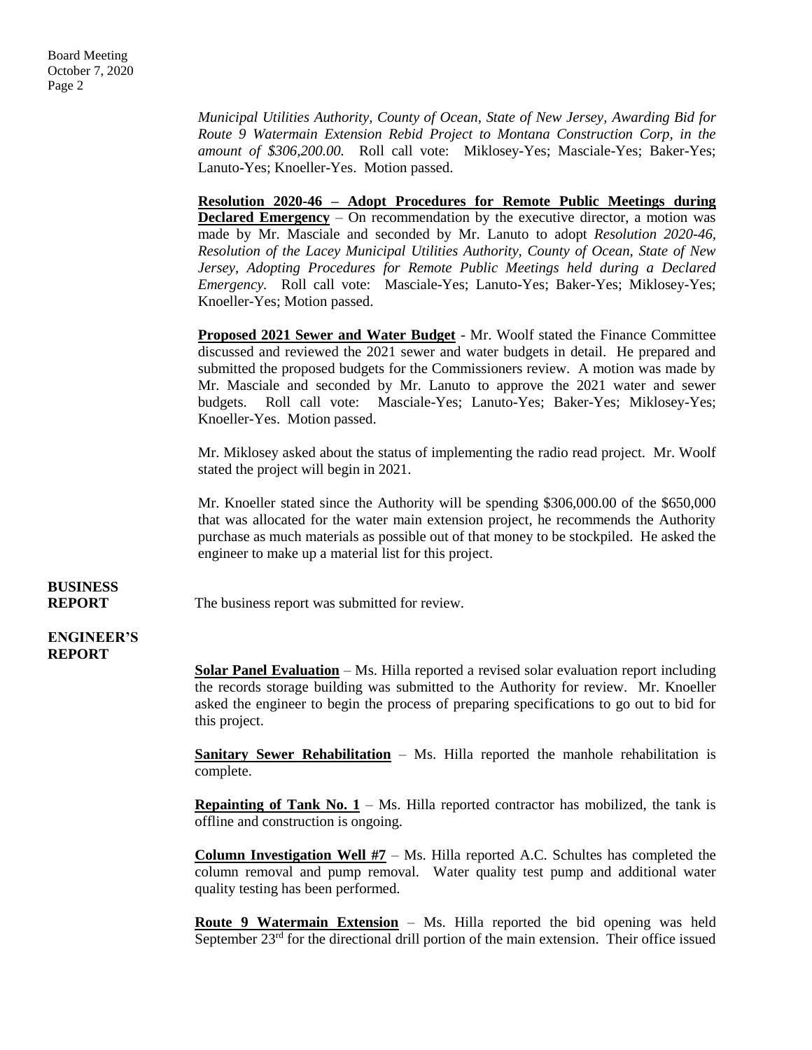*Municipal Utilities Authority, County of Ocean, State of New Jersey, Awarding Bid for Route 9 Watermain Extension Rebid Project to Montana Construction Corp, in the amount of $306,200.00.* Roll call vote: Miklosey-Yes; Masciale-Yes; Baker-Yes; Lanuto-Yes; Knoeller-Yes. Motion passed.

**Resolution 2020-46 – Adopt Procedures for Remote Public Meetings during Declared Emergency** – On recommendation by the executive director, a motion was made by Mr. Masciale and seconded by Mr. Lanuto to adopt *Resolution 2020-46, Resolution of the Lacey Municipal Utilities Authority, County of Ocean, State of New Jersey, Adopting Procedures for Remote Public Meetings held during a Declared Emergency.* Roll call vote: Masciale-Yes; Lanuto-Yes; Baker-Yes; Miklosey-Yes; Knoeller-Yes; Motion passed.

**Proposed 2021 Sewer and Water Budget** - Mr. Woolf stated the Finance Committee discussed and reviewed the 2021 sewer and water budgets in detail. He prepared and submitted the proposed budgets for the Commissioners review. A motion was made by Mr. Masciale and seconded by Mr. Lanuto to approve the 2021 water and sewer budgets. Roll call vote: Masciale-Yes; Lanuto-Yes; Baker-Yes; Miklosey-Yes; Knoeller-Yes. Motion passed.

Mr. Miklosey asked about the status of implementing the radio read project. Mr. Woolf stated the project will begin in 2021.

Mr. Knoeller stated since the Authority will be spending $306,000.00 of the $650,000 that was allocated for the water main extension project, he recommends the Authority purchase as much materials as possible out of that money to be stockpiled. He asked the engineer to make up a material list for this project.

**BUSINESS REPORT**

The business report was submitted for review.

**ENGINEER'S REPORT**

**Solar Panel Evaluation** – Ms. Hilla reported a revised solar evaluation report including the records storage building was submitted to the Authority for review. Mr. Knoeller asked the engineer to begin the process of preparing specifications to go out to bid for this project.

**Sanitary Sewer Rehabilitation** – Ms. Hilla reported the manhole rehabilitation is complete.

**Repainting of Tank No. 1** – Ms. Hilla reported contractor has mobilized, the tank is offline and construction is ongoing.

**Column Investigation Well #7** – Ms. Hilla reported A.C. Schultes has completed the column removal and pump removal. Water quality test pump and additional water quality testing has been performed.

**Route 9 Watermain Extension** – Ms. Hilla reported the bid opening was held September 23rd for the directional drill portion of the main extension. Their office issued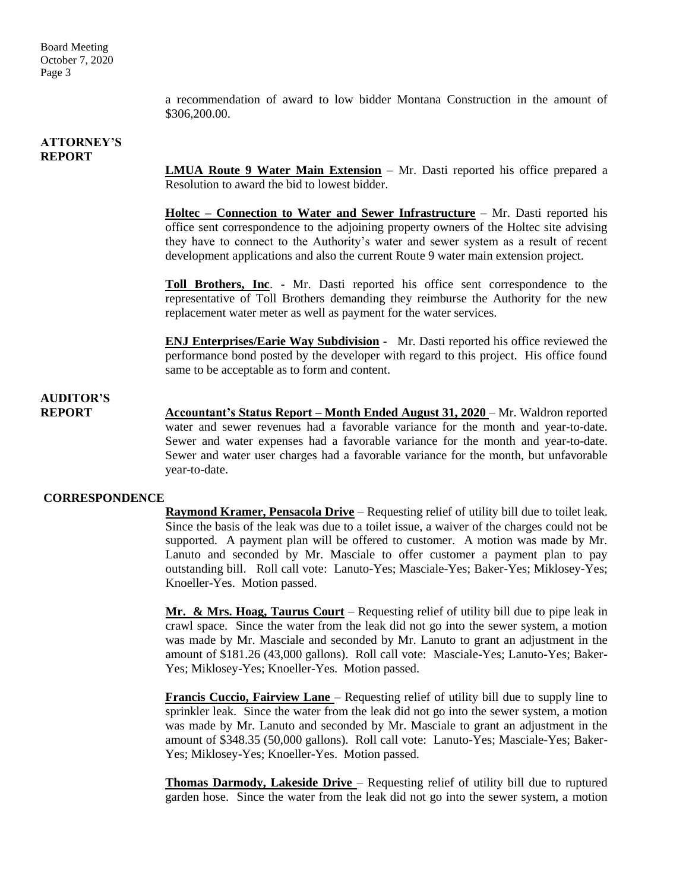a recommendation of award to low bidder Montana Construction in the amount of \$306,200.00.

## ATTORNEY'S REPORT

**LMUA Route 9 Water Main Extension** – Mr. Dasti reported his office prepared a Resolution to award the bid to lowest bidder.

**Holtec – Connection to Water and Sewer Infrastructure** – Mr. Dasti reported his office sent correspondence to the adjoining property owners of the Holtec site advising they have to connect to the Authority's water and sewer system as a result of recent development applications and also the current Route 9 water main extension project.

**Toll Brothers, Inc**. - Mr. Dasti reported his office sent correspondence to the representative of Toll Brothers demanding they reimburse the Authority for the new replacement water meter as well as payment for the water services.

**ENJ Enterprises/Earie Way Subdivision** - Mr. Dasti reported his office reviewed the performance bond posted by the developer with regard to this project. His office found same to be acceptable as to form and content.

## AUDITOR'S REPORT

**Accountant's Status Report – Month Ended August 31, 2020** – Mr. Waldron reported water and sewer revenues had a favorable variance for the month and year-to-date. Sewer and water expenses had a favorable variance for the month and year-to-date. Sewer and water user charges had a favorable variance for the month, but unfavorable year-to-date.

## CORRESPONDENCE

**Raymond Kramer, Pensacola Drive** – Requesting relief of utility bill due to toilet leak. Since the basis of the leak was due to a toilet issue, a waiver of the charges could not be supported. A payment plan will be offered to customer. A motion was made by Mr. Lanuto and seconded by Mr. Masciale to offer customer a payment plan to pay outstanding bill. Roll call vote: Lanuto-Yes; Masciale-Yes; Baker-Yes; Miklosey-Yes; Knoeller-Yes. Motion passed.

**Mr. & Mrs. Hoag, Taurus Court** – Requesting relief of utility bill due to pipe leak in crawl space. Since the water from the leak did not go into the sewer system, a motion was made by Mr. Masciale and seconded by Mr. Lanuto to grant an adjustment in the amount of \$181.26 (43,000 gallons). Roll call vote: Masciale-Yes; Lanuto-Yes; Baker-Yes; Miklosey-Yes; Knoeller-Yes. Motion passed.

**Francis Cuccio, Fairview Lane** – Requesting relief of utility bill due to supply line to sprinkler leak. Since the water from the leak did not go into the sewer system, a motion was made by Mr. Lanuto and seconded by Mr. Masciale to grant an adjustment in the amount of \$348.35 (50,000 gallons). Roll call vote: Lanuto-Yes; Masciale-Yes; Baker-Yes; Miklosey-Yes; Knoeller-Yes. Motion passed.

**Thomas Darmody, Lakeside Drive** – Requesting relief of utility bill due to ruptured garden hose. Since the water from the leak did not go into the sewer system, a motion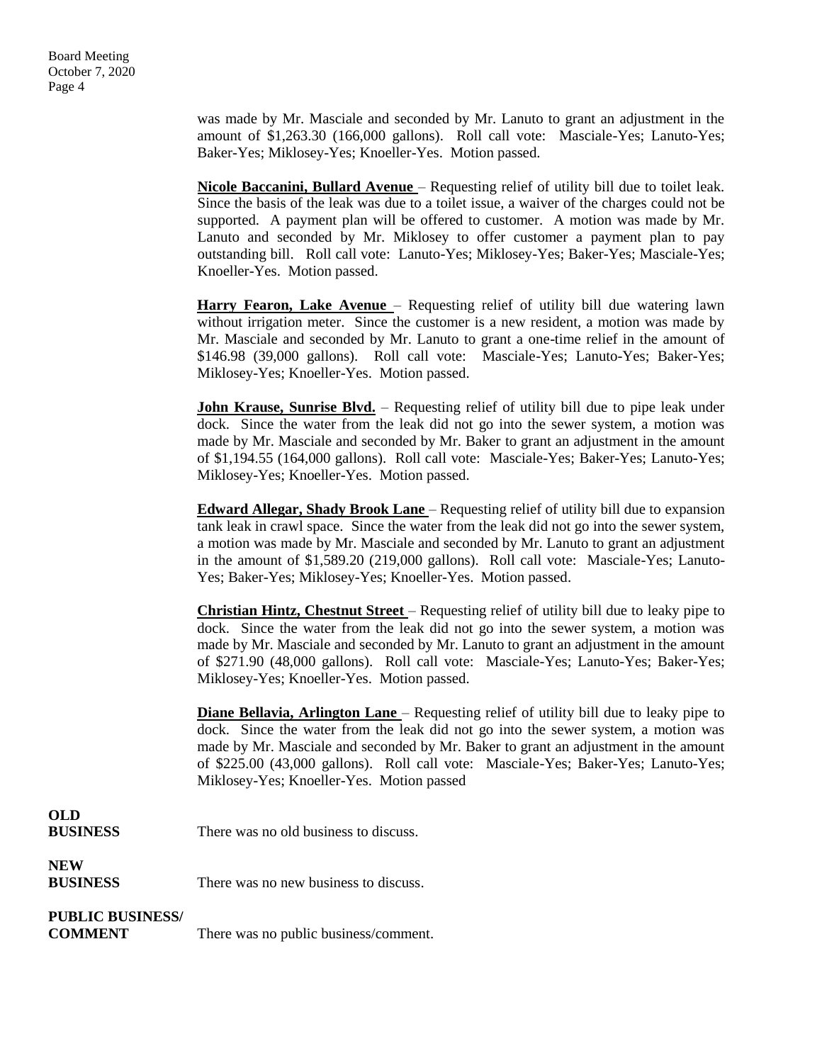was made by Mr. Masciale and seconded by Mr. Lanuto to grant an adjustment in the amount of $1,263.30 (166,000 gallons). Roll call vote: Masciale-Yes; Lanuto-Yes; Baker-Yes; Miklosey-Yes; Knoeller-Yes. Motion passed.

**Nicole Baccanini, Bullard Avenue** – Requesting relief of utility bill due to toilet leak. Since the basis of the leak was due to a toilet issue, a waiver of the charges could not be supported. A payment plan will be offered to customer. A motion was made by Mr. Lanuto and seconded by Mr. Miklosey to offer customer a payment plan to pay outstanding bill. Roll call vote: Lanuto-Yes; Miklosey-Yes; Baker-Yes; Masciale-Yes; Knoeller-Yes. Motion passed.

**Harry Fearon, Lake Avenue** – Requesting relief of utility bill due watering lawn without irrigation meter. Since the customer is a new resident, a motion was made by Mr. Masciale and seconded by Mr. Lanuto to grant a one-time relief in the amount of $146.98 (39,000 gallons). Roll call vote: Masciale-Yes; Lanuto-Yes; Baker-Yes; Miklosey-Yes; Knoeller-Yes. Motion passed.

**John Krause, Sunrise Blvd.** – Requesting relief of utility bill due to pipe leak under dock. Since the water from the leak did not go into the sewer system, a motion was made by Mr. Masciale and seconded by Mr. Baker to grant an adjustment in the amount of $1,194.55 (164,000 gallons). Roll call vote: Masciale-Yes; Baker-Yes; Lanuto-Yes; Miklosey-Yes; Knoeller-Yes. Motion passed.

**Edward Allegar, Shady Brook Lane** – Requesting relief of utility bill due to expansion tank leak in crawl space. Since the water from the leak did not go into the sewer system, a motion was made by Mr. Masciale and seconded by Mr. Lanuto to grant an adjustment in the amount of $1,589.20 (219,000 gallons). Roll call vote: Masciale-Yes; Lanuto-Yes; Baker-Yes; Miklosey-Yes; Knoeller-Yes. Motion passed.

**Christian Hintz, Chestnut Street** – Requesting relief of utility bill due to leaky pipe to dock. Since the water from the leak did not go into the sewer system, a motion was made by Mr. Masciale and seconded by Mr. Lanuto to grant an adjustment in the amount of $271.90 (48,000 gallons). Roll call vote: Masciale-Yes; Lanuto-Yes; Baker-Yes; Miklosey-Yes; Knoeller-Yes. Motion passed.

**Diane Bellavia, Arlington Lane** – Requesting relief of utility bill due to leaky pipe to dock. Since the water from the leak did not go into the sewer system, a motion was made by Mr. Masciale and seconded by Mr. Baker to grant an adjustment in the amount of $225.00 (43,000 gallons). Roll call vote: Masciale-Yes; Baker-Yes; Lanuto-Yes; Miklosey-Yes; Knoeller-Yes. Motion passed

**OLD BUSINESS** There was no old business to discuss.

**NEW BUSINESS** There was no new business to discuss.

**PUBLIC BUSINESS/ COMMENT** There was no public business/comment.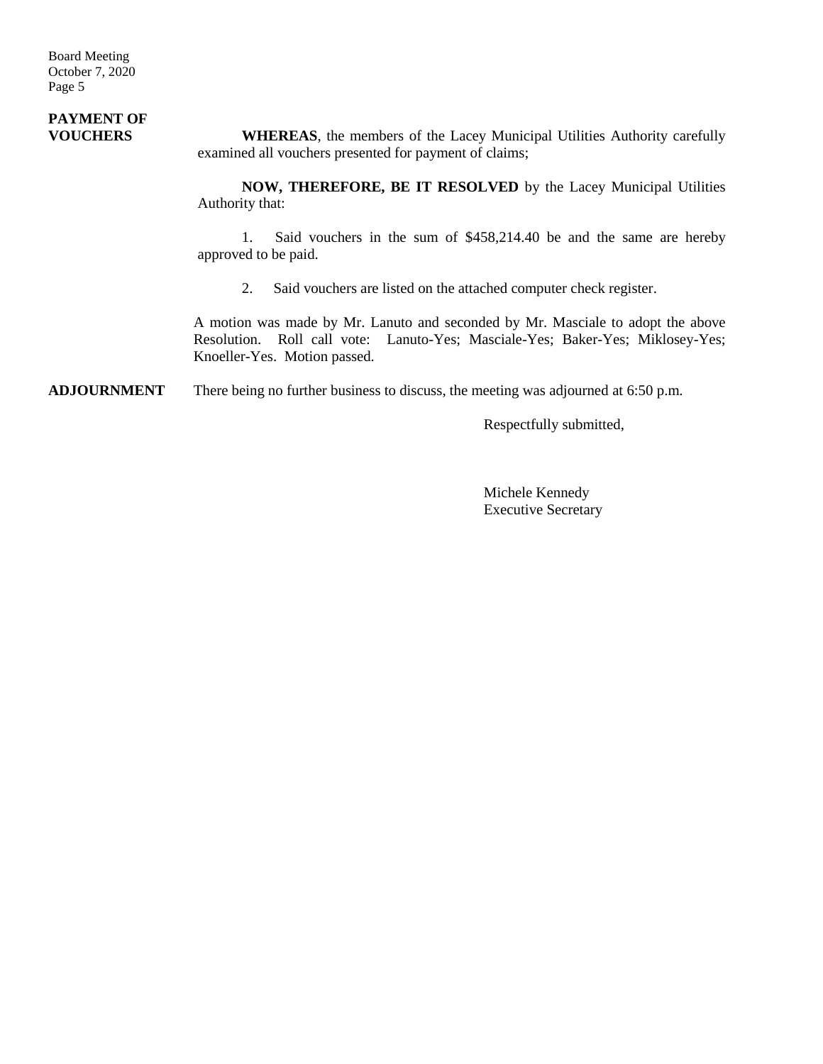**PAYMENT OF VOUCHERS**

**WHEREAS**, the members of the Lacey Municipal Utilities Authority carefully examined all vouchers presented for payment of claims;

**NOW, THEREFORE, BE IT RESOLVED** by the Lacey Municipal Utilities Authority that:

1. Said vouchers in the sum of $458,214.40 be and the same are hereby approved to be paid.

2. Said vouchers are listed on the attached computer check register.

A motion was made by Mr. Lanuto and seconded by Mr. Masciale to adopt the above Resolution. Roll call vote: Lanuto-Yes; Masciale-Yes; Baker-Yes; Miklosey-Yes; Knoeller-Yes. Motion passed.

**ADJOURNMENT**

There being no further business to discuss, the meeting was adjourned at 6:50 p.m.

Respectfully submitted,

Michele Kennedy
Executive Secretary